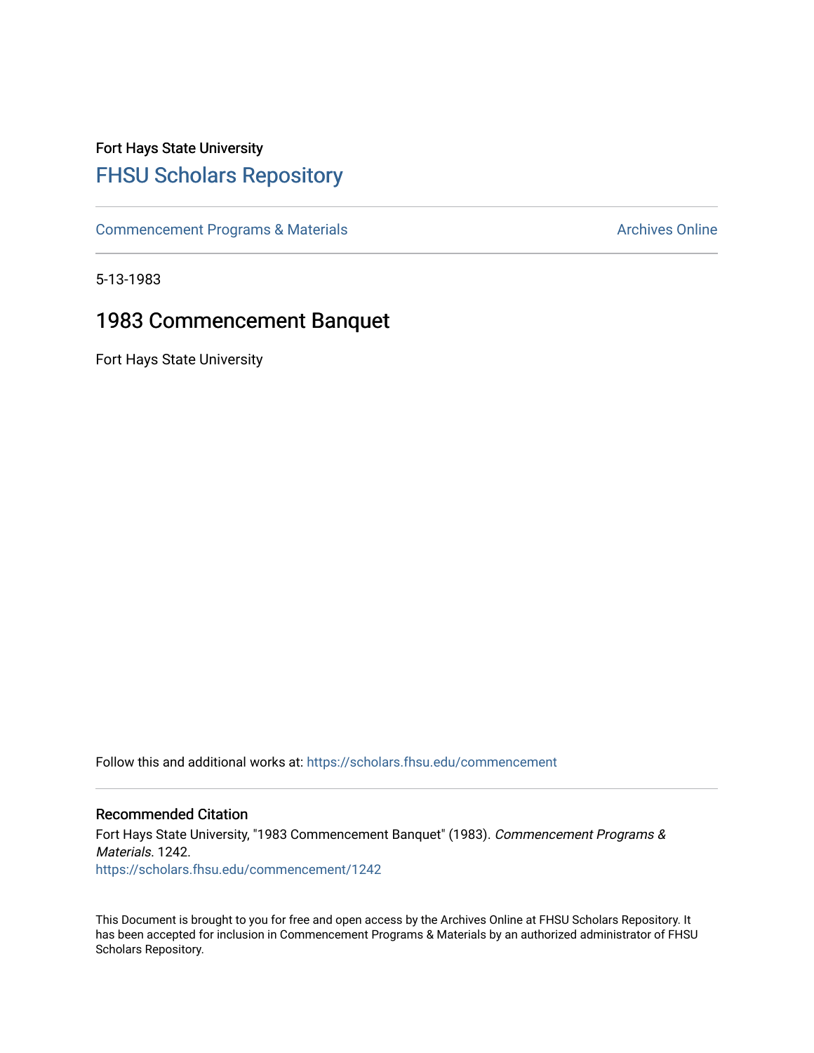Fort Hays State University

# FHSU Scholars Repository

Commencement Programs & Materials

Archives Online

5-13-1983

## 1983 Commencement Banquet

Fort Hays State University

Follow this and additional works at: https://scholars.fhsu.edu/commencement

### Recommended Citation

Fort Hays State University, "1983 Commencement Banquet" (1983). *Commencement Programs & Materials*. 1242.
https://scholars.fhsu.edu/commencement/1242

This Document is brought to you for free and open access by the Archives Online at FHSU Scholars Repository. It has been accepted for inclusion in Commencement Programs & Materials by an authorized administrator of FHSU Scholars Repository.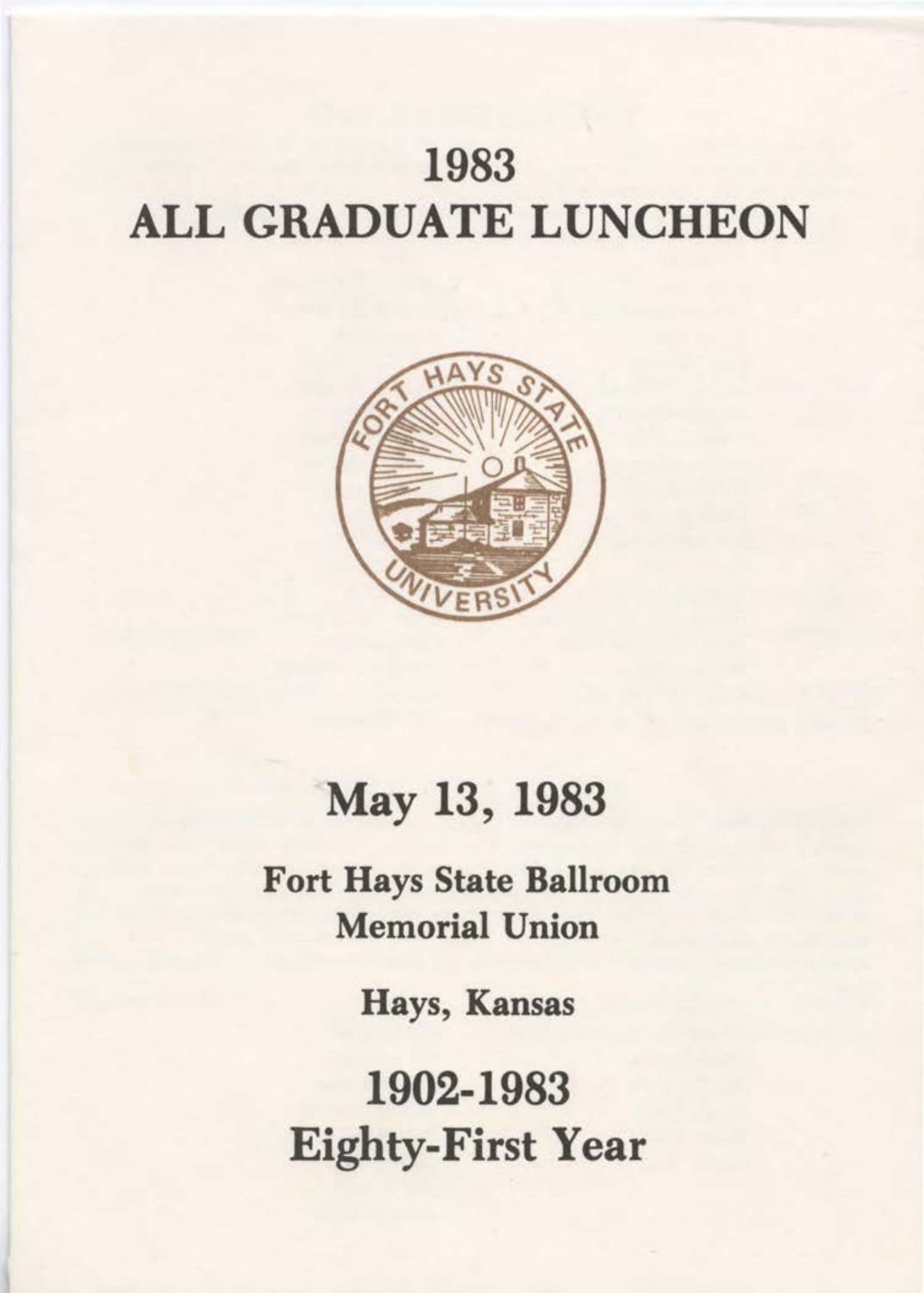# 1983
# ALL GRADUATE LUNCHEON

## May 13, 1983

**Fort Hays State Ballroom**
**Memorial Union**

**Hays, Kansas**

## 1902-1983
## Eighty-First Year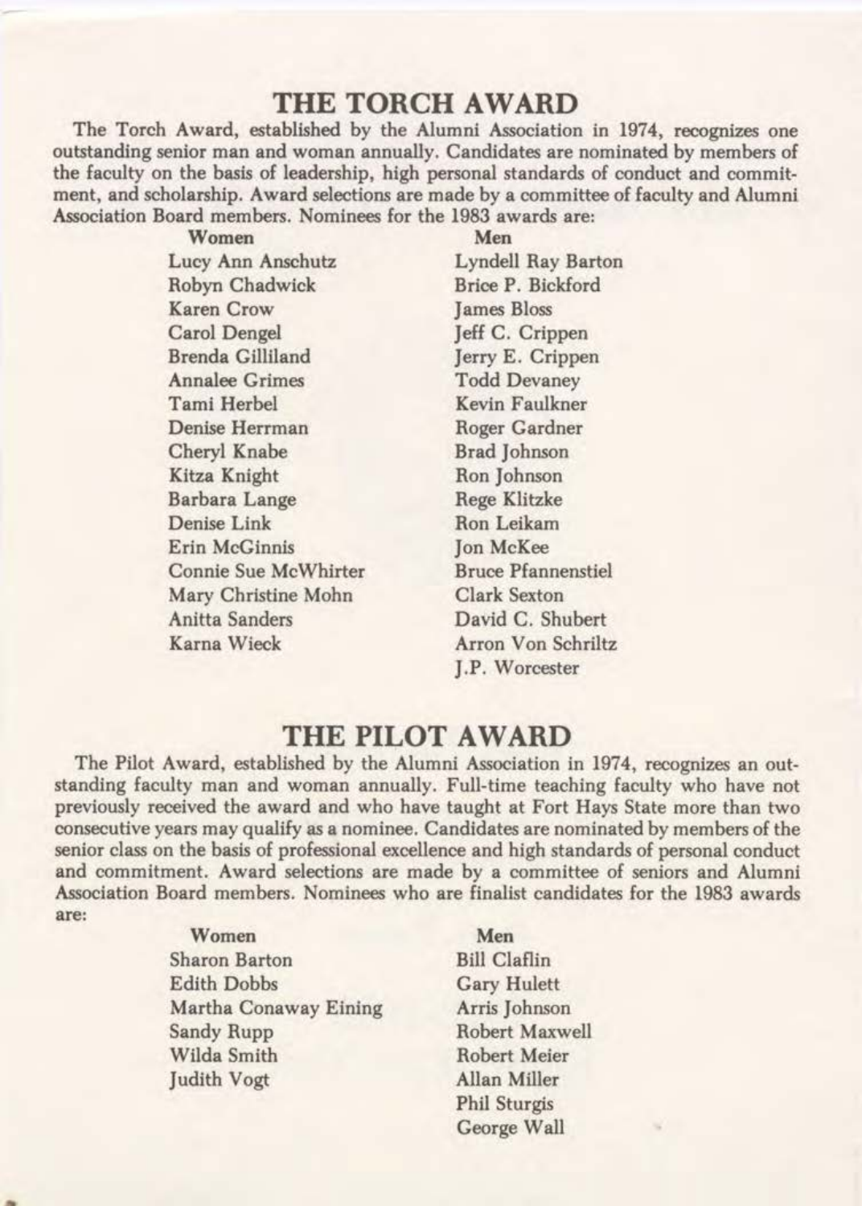## THE TORCH AWARD

The Torch Award, established by the Alumni Association in 1974, recognizes one outstanding senior man and woman annually. Candidates are nominated by members of the faculty on the basis of leadership, high personal standards of conduct and commitment, and scholarship. Award selections are made by a committee of faculty and Alumni Association Board members. Nominees for the 1983 awards are:

| Women | Men |
| --- | --- |
| Lucy Ann Anschutz | Lyndell Ray Barton |
| Robyn Chadwick | Brice P. Bickford |
| Karen Crow | James Bloss |
| Carol Dengel | Jeff C. Crippen |
| Brenda Gilliland | Jerry E. Crippen |
| Annalee Grimes | Todd Devaney |
| Tami Herbel | Kevin Faulkner |
| Denise Herrman | Roger Gardner |
| Cheryl Knabe | Brad Johnson |
| Kitza Knight | Ron Johnson |
| Barbara Lange | Rege Klitzke |
| Denise Link | Ron Leikam |
| Erin McGinnis | Jon McKee |
| Connie Sue McWhirter | Bruce Pfannenstiel |
| Mary Christine Mohn | Clark Sexton |
| Anitta Sanders | David C. Shubert |
| Karna Wieck | Arron Von Schriltz |
| | J.P. Worcester |

## THE PILOT AWARD

The Pilot Award, established by the Alumni Association in 1974, recognizes an outstanding faculty man and woman annually. Full-time teaching faculty who have not previously received the award and who have taught at Fort Hays State more than two consecutive years may qualify as a nominee. Candidates are nominated by members of the senior class on the basis of professional excellence and high standards of personal conduct and commitment. Award selections are made by a committee of seniors and Alumni Association Board members. Nominees who are finalist candidates for the 1983 awards are:

| Women | Men |
| --- | --- |
| Sharon Barton | Bill Claflin |
| Edith Dobbs | Gary Hulett |
| Martha Conaway Eining | Arris Johnson |
| Sandy Rupp | Robert Maxwell |
| Wilda Smith | Robert Meier |
| Judith Vogt | Allan Miller |
| | Phil Sturgis |
| | George Wall |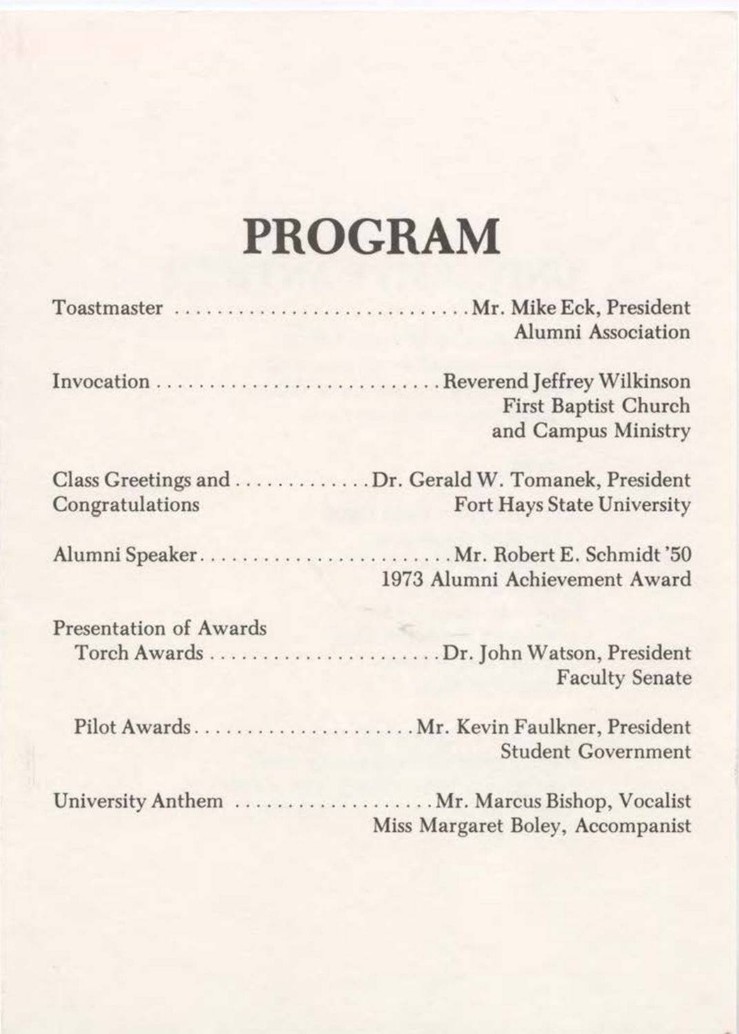# PROGRAM

Toastmaster .............................. Mr. Mike Eck, President
Alumni Association

Invocation .............................. Reverend Jeffrey Wilkinson
First Baptist Church
and Campus Ministry

Class Greetings and .............. Dr. Gerald W. Tomanek, President
Congratulations Fort Hays State University

Alumni Speaker .......................... Mr. Robert E. Schmidt '50
1973 Alumni Achievement Award

Presentation of Awards

Torch Awards ........................ Dr. John Watson, President
Faculty Senate

Pilot Awards ...................... Mr. Kevin Faulkner, President
Student Government

University Anthem .................... Mr. Marcus Bishop, Vocalist
Miss Margaret Boley, Accompanist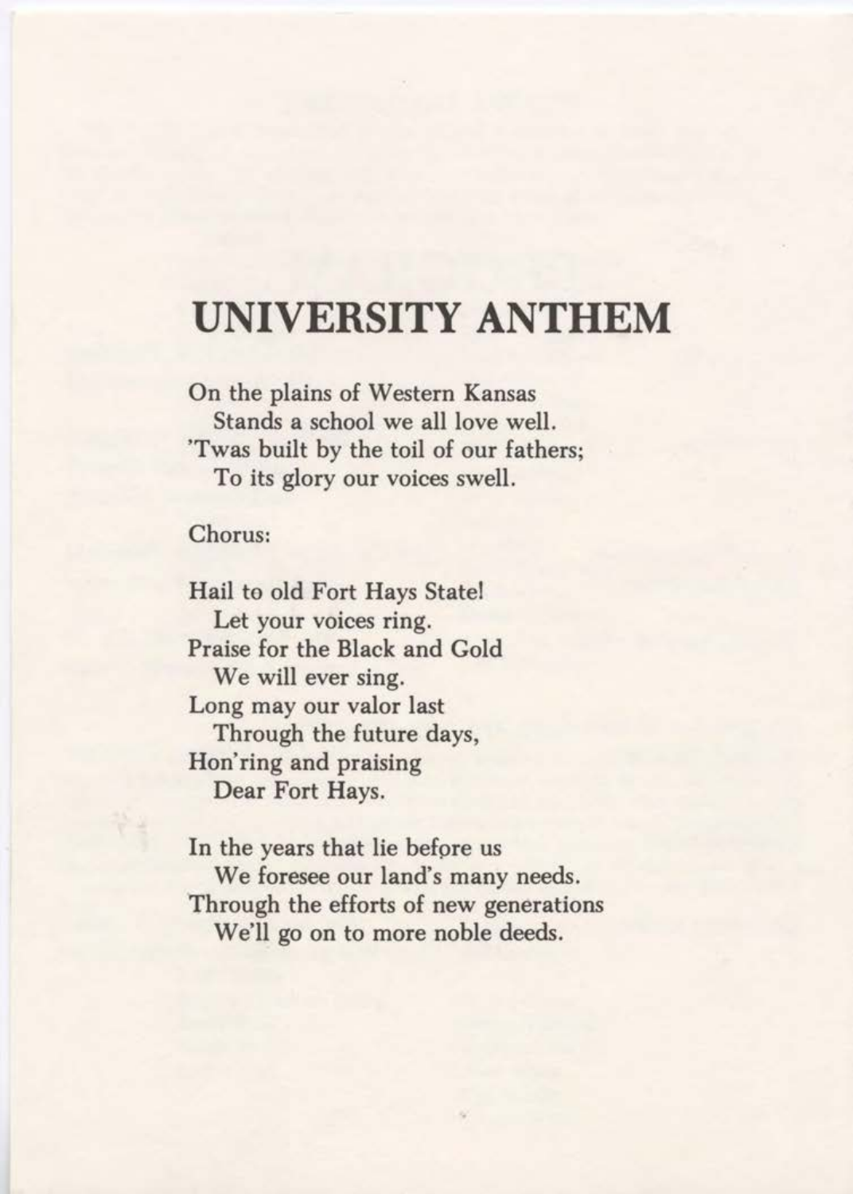# UNIVERSITY ANTHEM

On the plains of Western Kansas
  Stands a school we all love well.
'Twas built by the toil of our fathers;
  To its glory our voices swell.

Chorus:

Hail to old Fort Hays State!
  Let your voices ring.
Praise for the Black and Gold
  We will ever sing.
Long may our valor last
  Through the future days,
Hon'ring and praising
  Dear Fort Hays.

In the years that lie before us
  We foresee our land's many needs.
Through the efforts of new generations
  We'll go on to more noble deeds.